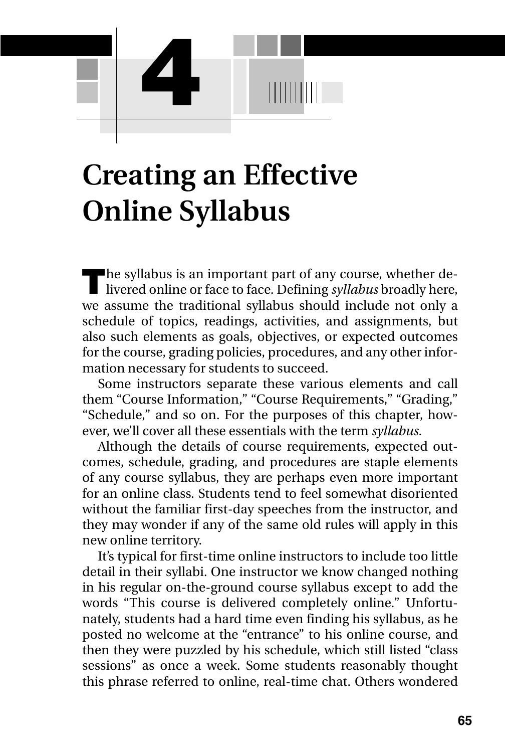# 4

# Creating an Effective Online Syllabus

The syllabus is an important part of any course, whether delivered online or face to face. Defining *syllabus* broadly here, we assume the traditional syllabus should include not only a schedule of topics, readings, activities, and assignments, but also such elements as goals, objectives, or expected outcomes for the course, grading policies, procedures, and any other information necessary for students to succeed.

Some instructors separate these various elements and call them "Course Information," "Course Requirements," "Grading," "Schedule," and so on. For the purposes of this chapter, however, we'll cover all these essentials with the term *syllabus*.

Although the details of course requirements, expected outcomes, schedule, grading, and procedures are staple elements of any course syllabus, they are perhaps even more important for an online class. Students tend to feel somewhat disoriented without the familiar first-day speeches from the instructor, and they may wonder if any of the same old rules will apply in this new online territory.

It's typical for first-time online instructors to include too little detail in their syllabi. One instructor we know changed nothing in his regular on-the-ground course syllabus except to add the words "This course is delivered completely online." Unfortunately, students had a hard time even finding his syllabus, as he posted no welcome at the "entrance" to his online course, and then they were puzzled by his schedule, which still listed "class sessions" as once a week. Some students reasonably thought this phrase referred to online, real-time chat. Others wondered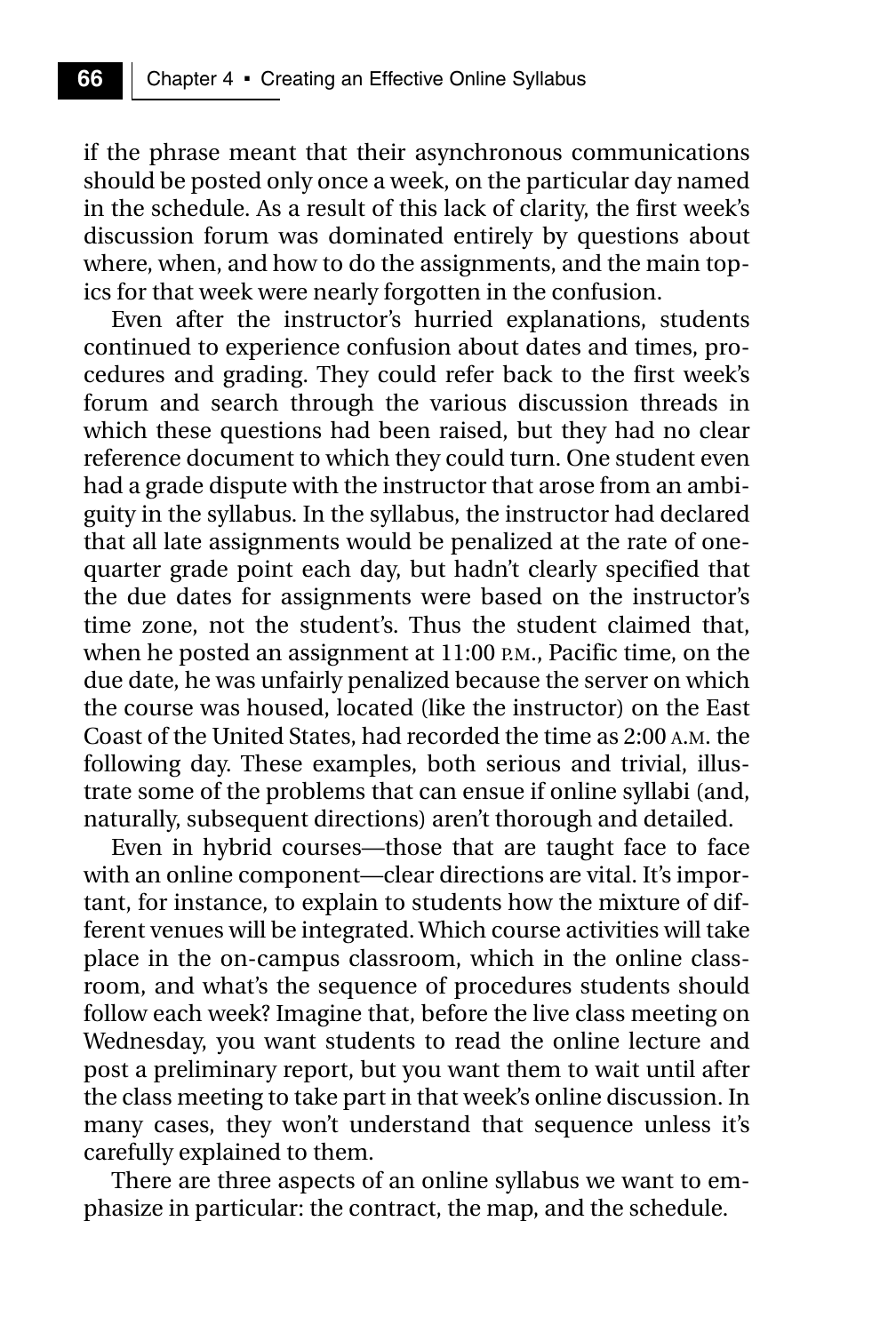if the phrase meant that their asynchronous communications should be posted only once a week, on the particular day named in the schedule. As a result of this lack of clarity, the first week's discussion forum was dominated entirely by questions about where, when, and how to do the assignments, and the main topics for that week were nearly forgotten in the confusion.

Even after the instructor's hurried explanations, students continued to experience confusion about dates and times, procedures and grading. They could refer back to the first week's forum and search through the various discussion threads in which these questions had been raised, but they had no clear reference document to which they could turn. One student even had a grade dispute with the instructor that arose from an ambiguity in the syllabus. In the syllabus, the instructor had declared that all late assignments would be penalized at the rate of one-quarter grade point each day, but hadn't clearly specified that the due dates for assignments were based on the instructor's time zone, not the student's. Thus the student claimed that, when he posted an assignment at 11:00 P.M., Pacific time, on the due date, he was unfairly penalized because the server on which the course was housed, located (like the instructor) on the East Coast of the United States, had recorded the time as 2:00 A.M. the following day. These examples, both serious and trivial, illustrate some of the problems that can ensue if online syllabi (and, naturally, subsequent directions) aren't thorough and detailed.

Even in hybrid courses—those that are taught face to face with an online component—clear directions are vital. It's important, for instance, to explain to students how the mixture of different venues will be integrated. Which course activities will take place in the on-campus classroom, which in the online classroom, and what's the sequence of procedures students should follow each week? Imagine that, before the live class meeting on Wednesday, you want students to read the online lecture and post a preliminary report, but you want them to wait until after the class meeting to take part in that week's online discussion. In many cases, they won't understand that sequence unless it's carefully explained to them.

There are three aspects of an online syllabus we want to emphasize in particular: the contract, the map, and the schedule.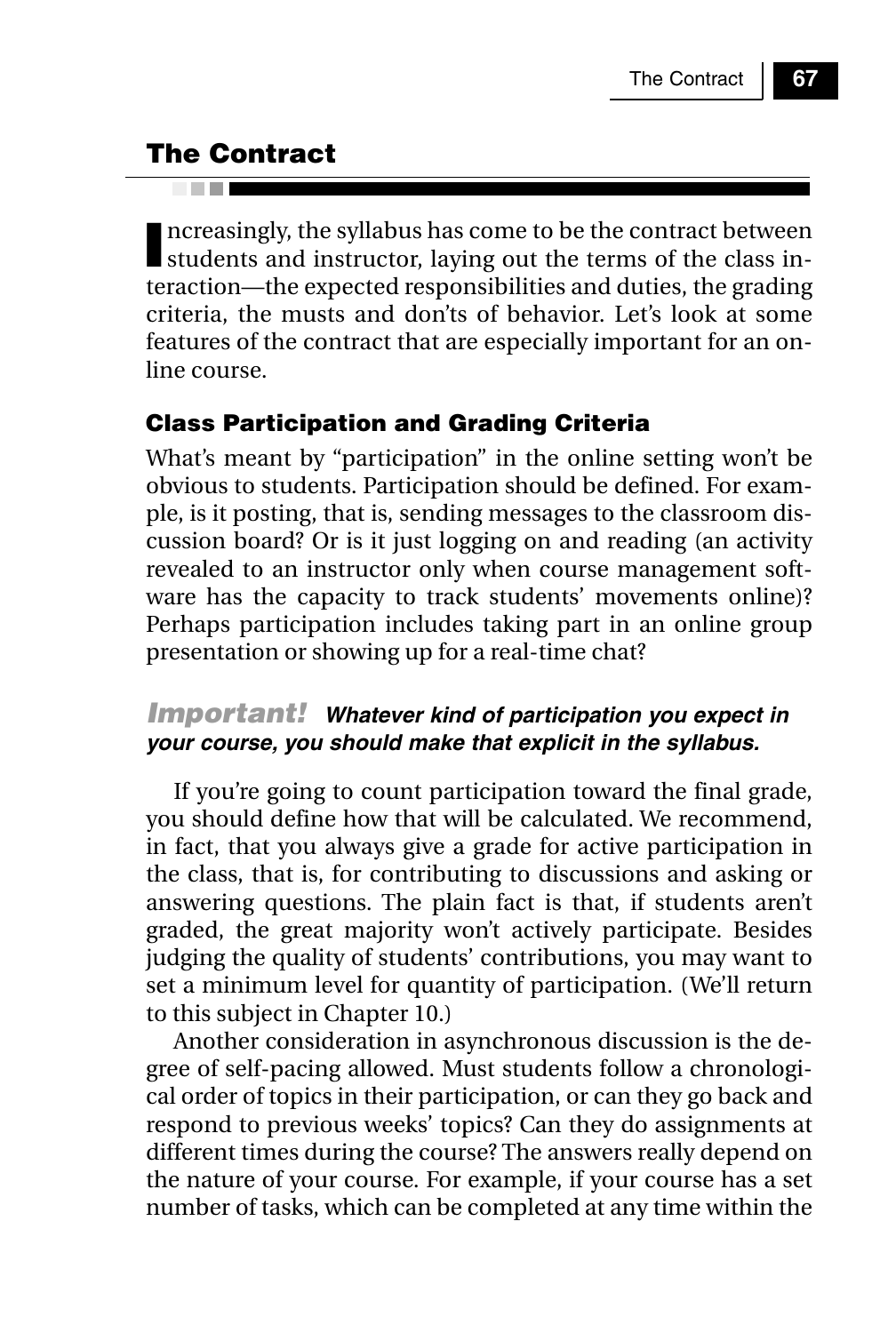## The Contract

Increasingly, the syllabus has come to be the contract between students and instructor, laying out the terms of the class interaction—the expected responsibilities and duties, the grading criteria, the musts and don'ts of behavior. Let's look at some features of the contract that are especially important for an online course.

### Class Participation and Grading Criteria

What's meant by "participation" in the online setting won't be obvious to students. Participation should be defined. For example, is it posting, that is, sending messages to the classroom discussion board? Or is it just logging on and reading (an activity revealed to an instructor only when course management software has the capacity to track students' movements online)? Perhaps participation includes taking part in an online group presentation or showing up for a real-time chat?

***Important!*** ***Whatever kind of participation you expect in your course, you should make that explicit in the syllabus.***

If you're going to count participation toward the final grade, you should define how that will be calculated. We recommend, in fact, that you always give a grade for active participation in the class, that is, for contributing to discussions and asking or answering questions. The plain fact is that, if students aren't graded, the great majority won't actively participate. Besides judging the quality of students' contributions, you may want to set a minimum level for quantity of participation. (We'll return to this subject in Chapter 10.)

Another consideration in asynchronous discussion is the degree of self-pacing allowed. Must students follow a chronological order of topics in their participation, or can they go back and respond to previous weeks' topics? Can they do assignments at different times during the course? The answers really depend on the nature of your course. For example, if your course has a set number of tasks, which can be completed at any time within the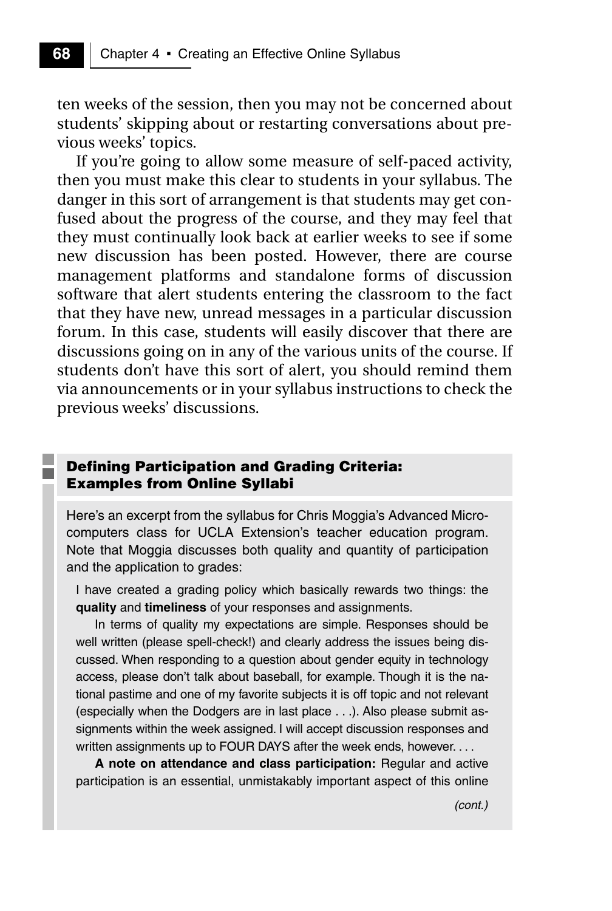ten weeks of the session, then you may not be concerned about students' skipping about or restarting conversations about previous weeks' topics.

If you're going to allow some measure of self-paced activity, then you must make this clear to students in your syllabus. The danger in this sort of arrangement is that students may get confused about the progress of the course, and they may feel that they must continually look back at earlier weeks to see if some new discussion has been posted. However, there are course management platforms and standalone forms of discussion software that alert students entering the classroom to the fact that they have new, unread messages in a particular discussion forum. In this case, students will easily discover that there are discussions going on in any of the various units of the course. If students don't have this sort of alert, you should remind them via announcements or in your syllabus instructions to check the previous weeks' discussions.

### Defining Participation and Grading Criteria: Examples from Online Syllabi

Here's an excerpt from the syllabus for Chris Moggia's Advanced Microcomputers class for UCLA Extension's teacher education program. Note that Moggia discusses both quality and quantity of participation and the application to grades:

> I have created a grading policy which basically rewards two things: the **quality** and **timeliness** of your responses and assignments.
>
> In terms of quality my expectations are simple. Responses should be well written (please spell-check!) and clearly address the issues being discussed. When responding to a question about gender equity in technology access, please don't talk about baseball, for example. Though it is the national pastime and one of my favorite subjects it is off topic and not relevant (especially when the Dodgers are in last place . . .). Also please submit assignments within the week assigned. I will accept discussion responses and written assignments up to FOUR DAYS after the week ends, however. . . .
>
> **A note on attendance and class participation:** Regular and active participation is an essential, unmistakably important aspect of this online

*(cont.)*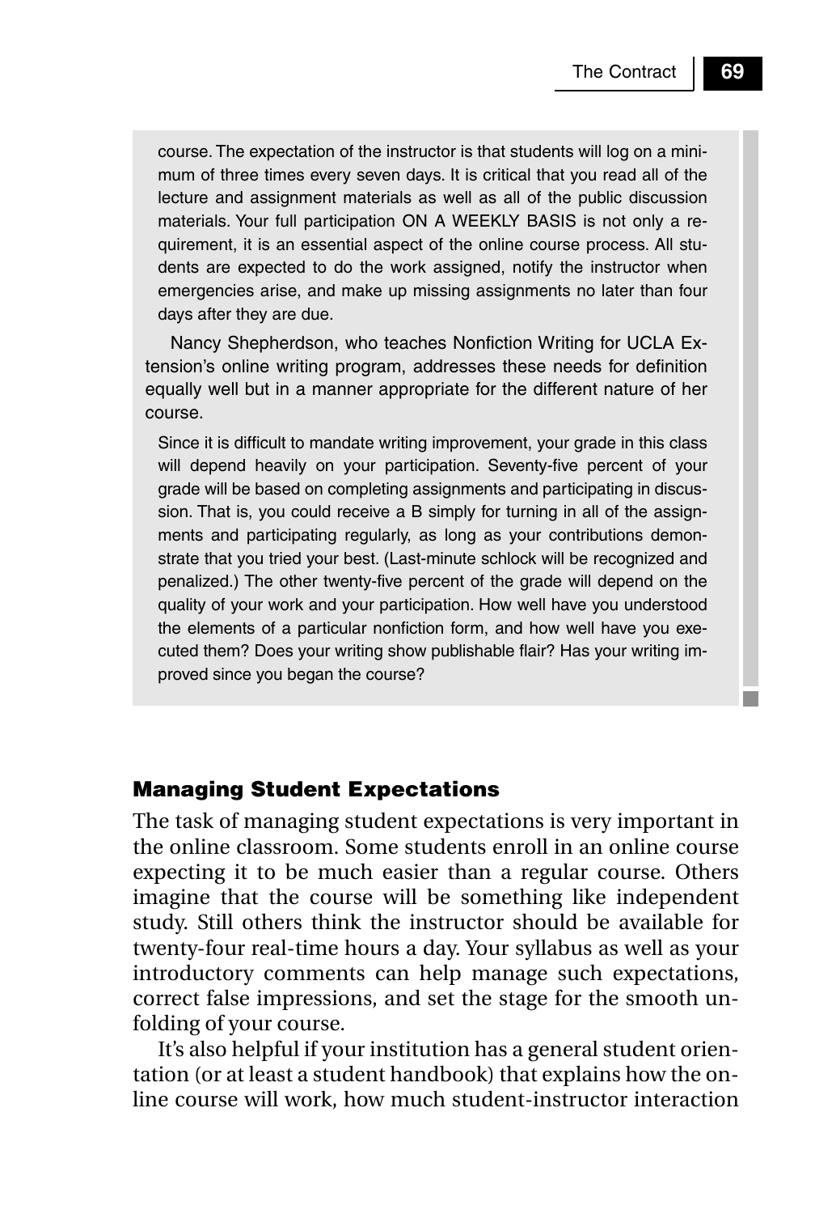> course. The expectation of the instructor is that students will log on a minimum of three times every seven days. It is critical that you read all of the lecture and assignment materials as well as all of the public discussion materials. Your full participation ON A WEEKLY BASIS is not only a requirement, it is an essential aspect of the online course process. All students are expected to do the work assigned, notify the instructor when emergencies arise, and make up missing assignments no later than four days after they are due.

Nancy Shepherdson, who teaches Nonfiction Writing for UCLA Extension's online writing program, addresses these needs for definition equally well but in a manner appropriate for the different nature of her course.

> Since it is difficult to mandate writing improvement, your grade in this class will depend heavily on your participation. Seventy-five percent of your grade will be based on completing assignments and participating in discussion. That is, you could receive a B simply for turning in all of the assignments and participating regularly, as long as your contributions demonstrate that you tried your best. (Last-minute schlock will be recognized and penalized.) The other twenty-five percent of the grade will depend on the quality of your work and your participation. How well have you understood the elements of a particular nonfiction form, and how well have you executed them? Does your writing show publishable flair? Has your writing improved since you began the course?

### Managing Student Expectations

The task of managing student expectations is very important in the online classroom. Some students enroll in an online course expecting it to be much easier than a regular course. Others imagine that the course will be something like independent study. Still others think the instructor should be available for twenty-four real-time hours a day. Your syllabus as well as your introductory comments can help manage such expectations, correct false impressions, and set the stage for the smooth unfolding of your course.

It's also helpful if your institution has a general student orientation (or at least a student handbook) that explains how the online course will work, how much student-instructor interaction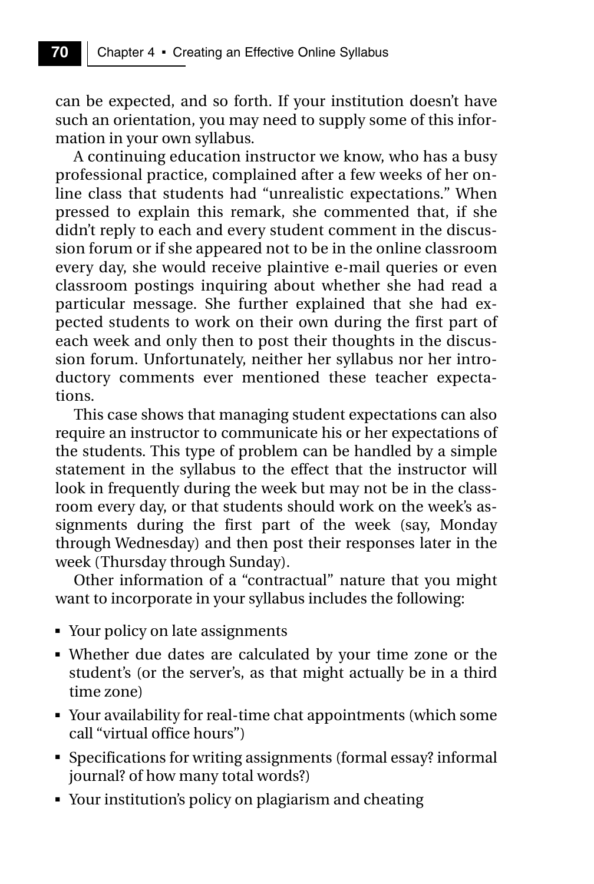can be expected, and so forth. If your institution doesn't have such an orientation, you may need to supply some of this information in your own syllabus.

A continuing education instructor we know, who has a busy professional practice, complained after a few weeks of her online class that students had "unrealistic expectations." When pressed to explain this remark, she commented that, if she didn't reply to each and every student comment in the discussion forum or if she appeared not to be in the online classroom every day, she would receive plaintive e-mail queries or even classroom postings inquiring about whether she had read a particular message. She further explained that she had expected students to work on their own during the first part of each week and only then to post their thoughts in the discussion forum. Unfortunately, neither her syllabus nor her introductory comments ever mentioned these teacher expectations.

This case shows that managing student expectations can also require an instructor to communicate his or her expectations of the students. This type of problem can be handled by a simple statement in the syllabus to the effect that the instructor will look in frequently during the week but may not be in the classroom every day, or that students should work on the week's assignments during the first part of the week (say, Monday through Wednesday) and then post their responses later in the week (Thursday through Sunday).

Other information of a "contractual" nature that you might want to incorporate in your syllabus includes the following:

- Your policy on late assignments
- Whether due dates are calculated by your time zone or the student's (or the server's, as that might actually be in a third time zone)
- Your availability for real-time chat appointments (which some call "virtual office hours")
- Specifications for writing assignments (formal essay? informal journal? of how many total words?)
- Your institution's policy on plagiarism and cheating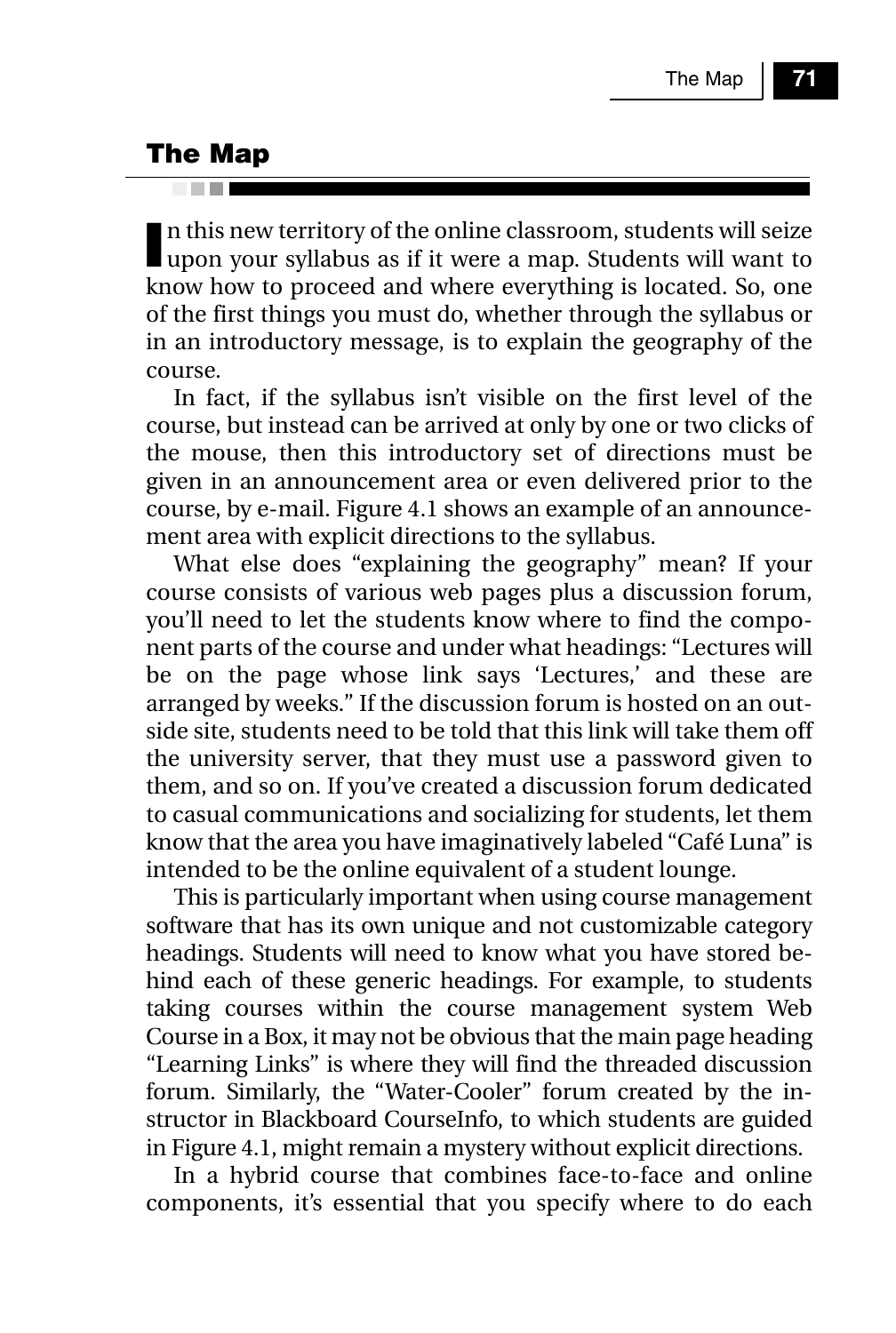## The Map

In this new territory of the online classroom, students will seize upon your syllabus as if it were a map. Students will want to know how to proceed and where everything is located. So, one of the first things you must do, whether through the syllabus or in an introductory message, is to explain the geography of the course.

In fact, if the syllabus isn't visible on the first level of the course, but instead can be arrived at only by one or two clicks of the mouse, then this introductory set of directions must be given in an announcement area or even delivered prior to the course, by e-mail. Figure 4.1 shows an example of an announcement area with explicit directions to the syllabus.

What else does "explaining the geography" mean? If your course consists of various web pages plus a discussion forum, you'll need to let the students know where to find the component parts of the course and under what headings: "Lectures will be on the page whose link says 'Lectures,' and these are arranged by weeks." If the discussion forum is hosted on an outside site, students need to be told that this link will take them off the university server, that they must use a password given to them, and so on. If you've created a discussion forum dedicated to casual communications and socializing for students, let them know that the area you have imaginatively labeled "Café Luna" is intended to be the online equivalent of a student lounge.

This is particularly important when using course management software that has its own unique and not customizable category headings. Students will need to know what you have stored behind each of these generic headings. For example, to students taking courses within the course management system Web Course in a Box, it may not be obvious that the main page heading "Learning Links" is where they will find the threaded discussion forum. Similarly, the "Water-Cooler" forum created by the instructor in Blackboard CourseInfo, to which students are guided in Figure 4.1, might remain a mystery without explicit directions.

In a hybrid course that combines face-to-face and online components, it's essential that you specify where to do each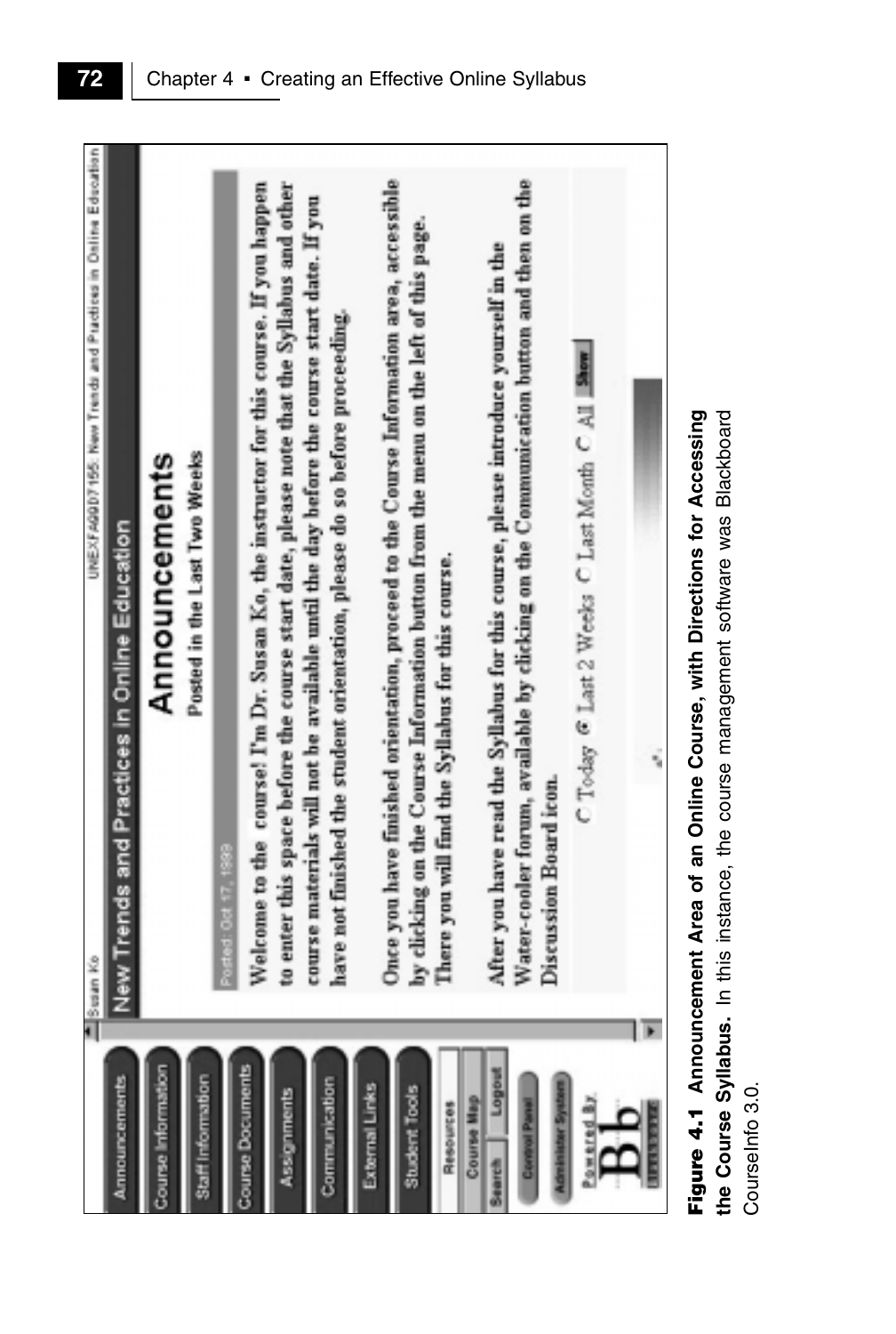Susan Ko

New Trends and Practices in Online Education

UNEXFA9907155: New Trends and Practices in Online Education

# Announcements

Posted in the Last Two Weeks

Posted: Oct 17, 1999

Welcome to the course! I'm Dr. Susan Ko, the instructor for this course. If you happen to enter this space before the course start date, please note that the Syllabus and other course materials will not be available until the day before the course start date. If you have not finished the student orientation, please do so before proceeding.

Once you have finished orientation, proceed to the Course Information area, accessible by clicking on the Course Information button from the menu on the left of this page. There you will find the Syllabus for this course.

After you have read the Syllabus for this course, please introduce yourself in the Water-cooler forum, available by clicking on the Communication button and then on the Discussion Board icon.

Today / Last 2 Weeks / Last Month / All — Show

Announcements | Course Information | Staff Information | Course Documents | Assignments | Communication | External Links | Student Tools | Resources | Course Map | Search | Logout | Control Panel | Administer System

Powered By Bb

**Figure 4.1 Announcement Area of an Online Course, with Directions for Accessing the Course Syllabus.** In this instance, the course management software was Blackboard CourseInfo 3.0.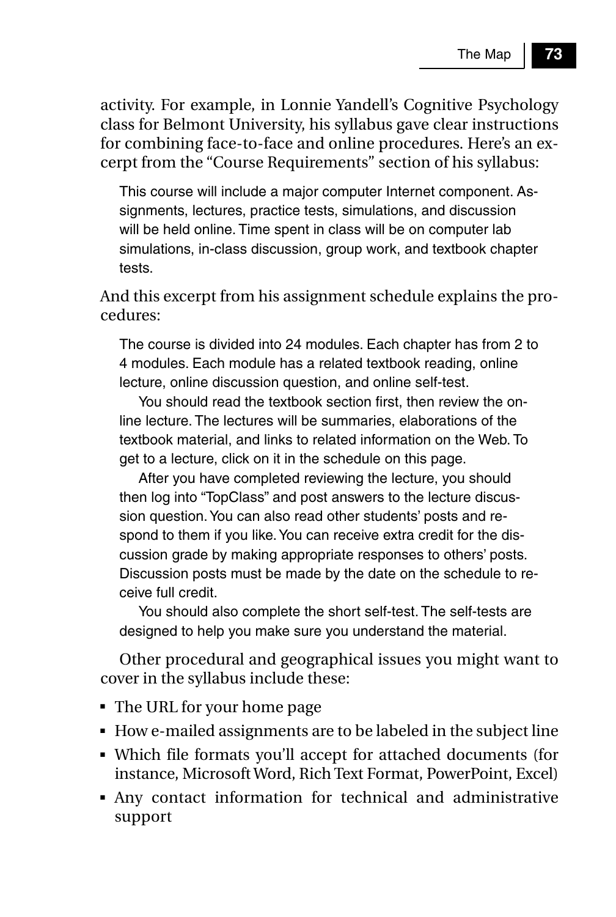activity. For example, in Lonnie Yandell's Cognitive Psychology class for Belmont University, his syllabus gave clear instructions for combining face-to-face and online procedures. Here's an excerpt from the "Course Requirements" section of his syllabus:

> This course will include a major computer Internet component. Assignments, lectures, practice tests, simulations, and discussion will be held online. Time spent in class will be on computer lab simulations, in-class discussion, group work, and textbook chapter tests.

And this excerpt from his assignment schedule explains the procedures:

> The course is divided into 24 modules. Each chapter has from 2 to 4 modules. Each module has a related textbook reading, online lecture, online discussion question, and online self-test.
>
> You should read the textbook section first, then review the online lecture. The lectures will be summaries, elaborations of the textbook material, and links to related information on the Web. To get to a lecture, click on it in the schedule on this page.
>
> After you have completed reviewing the lecture, you should then log into "TopClass" and post answers to the lecture discussion question. You can also read other students' posts and respond to them if you like. You can receive extra credit for the discussion grade by making appropriate responses to others' posts. Discussion posts must be made by the date on the schedule to receive full credit.
>
> You should also complete the short self-test. The self-tests are designed to help you make sure you understand the material.

Other procedural and geographical issues you might want to cover in the syllabus include these:

- The URL for your home page
- How e-mailed assignments are to be labeled in the subject line
- Which file formats you'll accept for attached documents (for instance, Microsoft Word, Rich Text Format, PowerPoint, Excel)
- Any contact information for technical and administrative support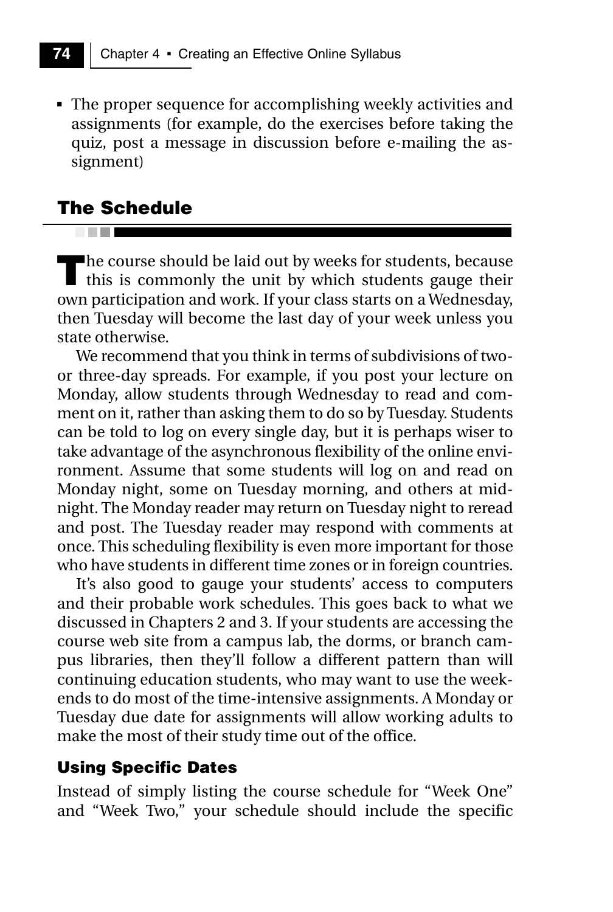- The proper sequence for accomplishing weekly activities and assignments (for example, do the exercises before taking the quiz, post a message in discussion before e-mailing the assignment)

## The Schedule

The course should be laid out by weeks for students, because this is commonly the unit by which students gauge their own participation and work. If your class starts on a Wednesday, then Tuesday will become the last day of your week unless you state otherwise.

We recommend that you think in terms of subdivisions of two- or three-day spreads. For example, if you post your lecture on Monday, allow students through Wednesday to read and comment on it, rather than asking them to do so by Tuesday. Students can be told to log on every single day, but it is perhaps wiser to take advantage of the asynchronous flexibility of the online environment. Assume that some students will log on and read on Monday night, some on Tuesday morning, and others at midnight. The Monday reader may return on Tuesday night to reread and post. The Tuesday reader may respond with comments at once. This scheduling flexibility is even more important for those who have students in different time zones or in foreign countries.

It's also good to gauge your students' access to computers and their probable work schedules. This goes back to what we discussed in Chapters 2 and 3. If your students are accessing the course web site from a campus lab, the dorms, or branch campus libraries, then they'll follow a different pattern than will continuing education students, who may want to use the weekends to do most of the time-intensive assignments. A Monday or Tuesday due date for assignments will allow working adults to make the most of their study time out of the office.

### Using Specific Dates

Instead of simply listing the course schedule for "Week One" and "Week Two," your schedule should include the specific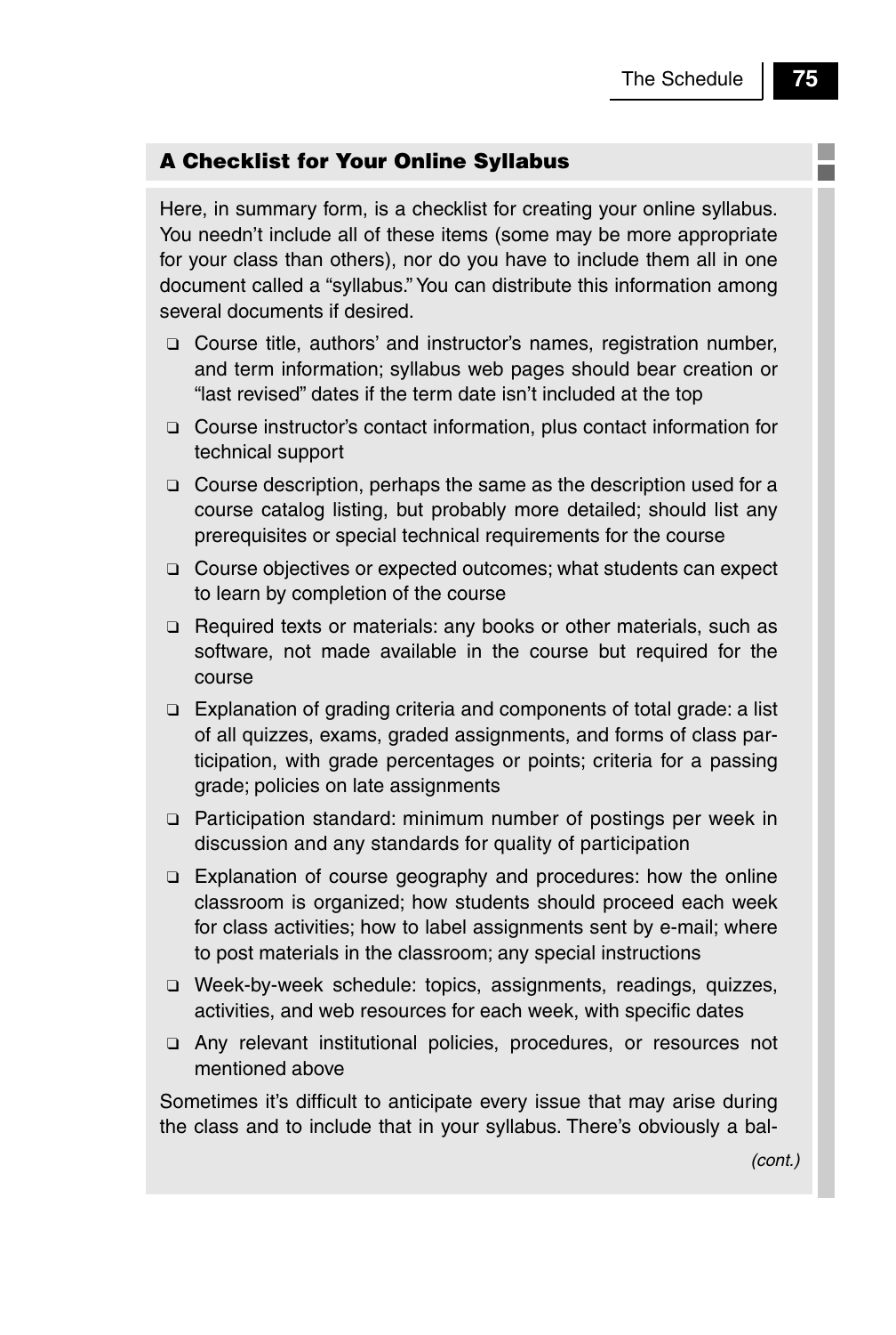### A Checklist for Your Online Syllabus

Here, in summary form, is a checklist for creating your online syllabus. You needn't include all of these items (some may be more appropriate for your class than others), nor do you have to include them all in one document called a "syllabus." You can distribute this information among several documents if desired.

- ❑ Course title, authors' and instructor's names, registration number, and term information; syllabus web pages should bear creation or "last revised" dates if the term date isn't included at the top
- ❑ Course instructor's contact information, plus contact information for technical support
- ❑ Course description, perhaps the same as the description used for a course catalog listing, but probably more detailed; should list any prerequisites or special technical requirements for the course
- ❑ Course objectives or expected outcomes; what students can expect to learn by completion of the course
- ❑ Required texts or materials: any books or other materials, such as software, not made available in the course but required for the course
- ❑ Explanation of grading criteria and components of total grade: a list of all quizzes, exams, graded assignments, and forms of class participation, with grade percentages or points; criteria for a passing grade; policies on late assignments
- ❑ Participation standard: minimum number of postings per week in discussion and any standards for quality of participation
- ❑ Explanation of course geography and procedures: how the online classroom is organized; how students should proceed each week for class activities; how to label assignments sent by e-mail; where to post materials in the classroom; any special instructions
- ❑ Week-by-week schedule: topics, assignments, readings, quizzes, activities, and web resources for each week, with specific dates
- ❑ Any relevant institutional policies, procedures, or resources not mentioned above

Sometimes it's difficult to anticipate every issue that may arise during the class and to include that in your syllabus. There's obviously a bal-

*(cont.)*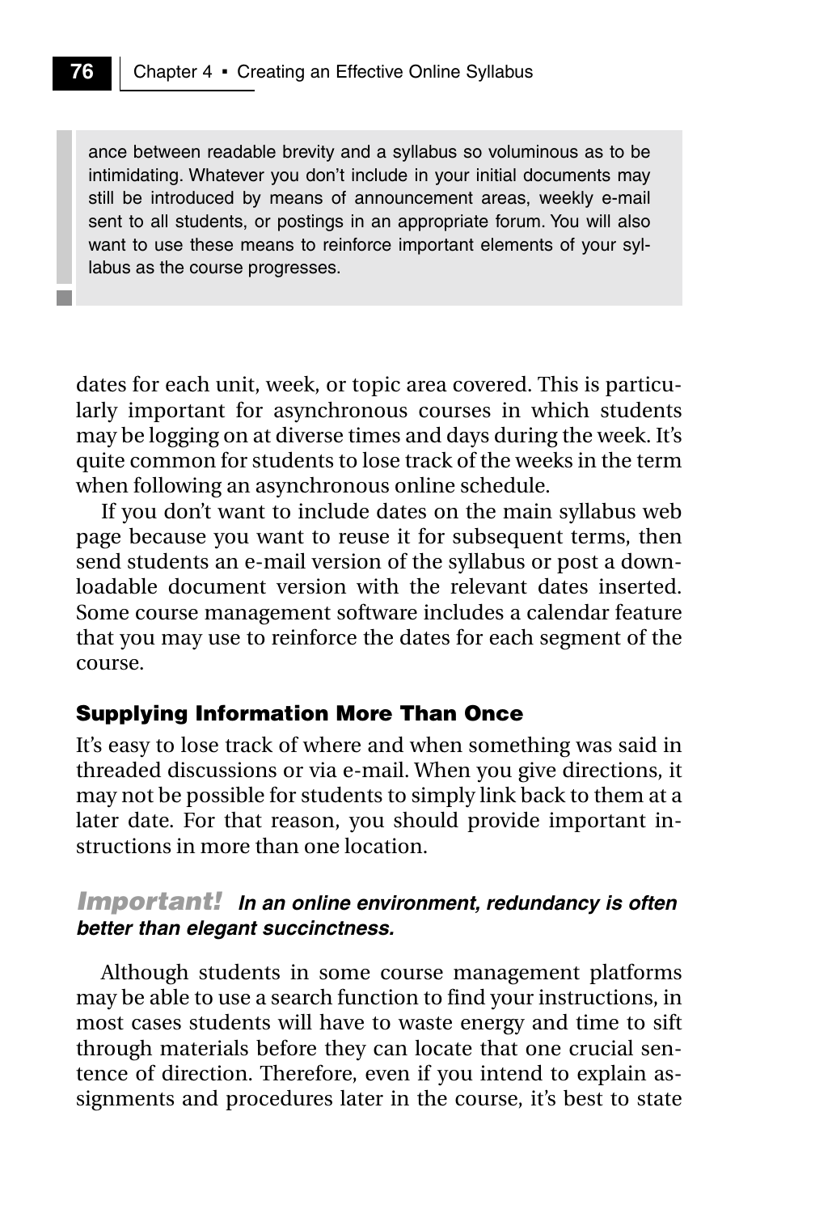ance between readable brevity and a syllabus so voluminous as to be intimidating. Whatever you don't include in your initial documents may still be introduced by means of announcement areas, weekly e-mail sent to all students, or postings in an appropriate forum. You will also want to use these means to reinforce important elements of your syllabus as the course progresses.

dates for each unit, week, or topic area covered. This is particularly important for asynchronous courses in which students may be logging on at diverse times and days during the week. It's quite common for students to lose track of the weeks in the term when following an asynchronous online schedule.

If you don't want to include dates on the main syllabus web page because you want to reuse it for subsequent terms, then send students an e-mail version of the syllabus or post a downloadable document version with the relevant dates inserted. Some course management software includes a calendar feature that you may use to reinforce the dates for each segment of the course.

### Supplying Information More Than Once

It's easy to lose track of where and when something was said in threaded discussions or via e-mail. When you give directions, it may not be possible for students to simply link back to them at a later date. For that reason, you should provide important instructions in more than one location.

***Important!*** ***In an online environment, redundancy is often better than elegant succinctness.***

Although students in some course management platforms may be able to use a search function to find your instructions, in most cases students will have to waste energy and time to sift through materials before they can locate that one crucial sentence of direction. Therefore, even if you intend to explain assignments and procedures later in the course, it's best to state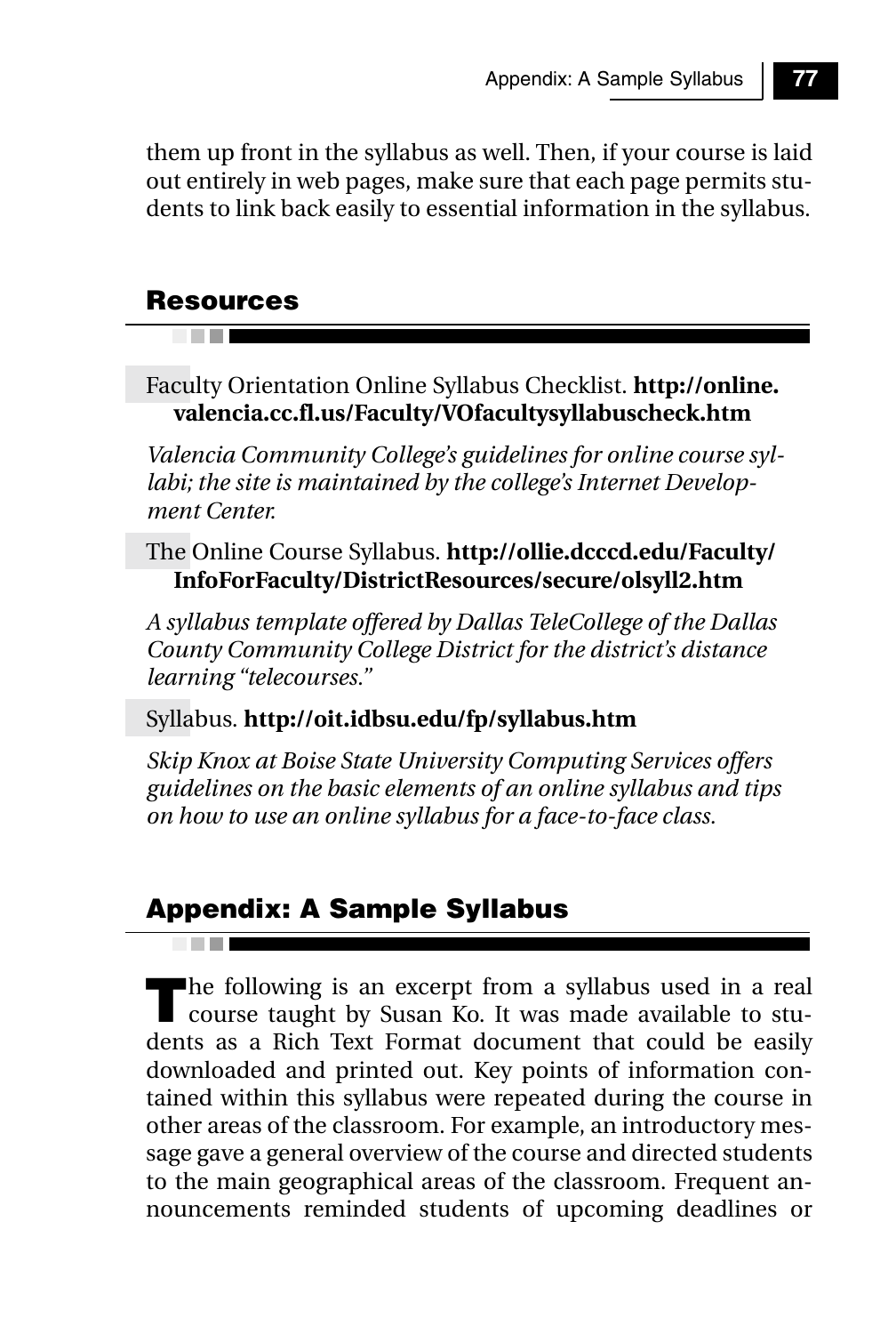them up front in the syllabus as well. Then, if your course is laid out entirely in web pages, make sure that each page permits students to link back easily to essential information in the syllabus.

## Resources

Faculty Orientation Online Syllabus Checklist. **http://online.valencia.cc.fl.us/Faculty/VOfacultysyllabuscheck.htm**

*Valencia Community College's guidelines for online course syllabi; the site is maintained by the college's Internet Development Center.*

The Online Course Syllabus. **http://ollie.dcccd.edu/Faculty/InfoForFaculty/DistrictResources/secure/olsyll2.htm**

*A syllabus template offered by Dallas TeleCollege of the Dallas County Community College District for the district's distance learning "telecourses."*

Syllabus. **http://oit.idbsu.edu/fp/syllabus.htm**

*Skip Knox at Boise State University Computing Services offers guidelines on the basic elements of an online syllabus and tips on how to use an online syllabus for a face-to-face class.*

## Appendix: A Sample Syllabus

The following is an excerpt from a syllabus used in a real course taught by Susan Ko. It was made available to students as a Rich Text Format document that could be easily downloaded and printed out. Key points of information contained within this syllabus were repeated during the course in other areas of the classroom. For example, an introductory message gave a general overview of the course and directed students to the main geographical areas of the classroom. Frequent announcements reminded students of upcoming deadlines or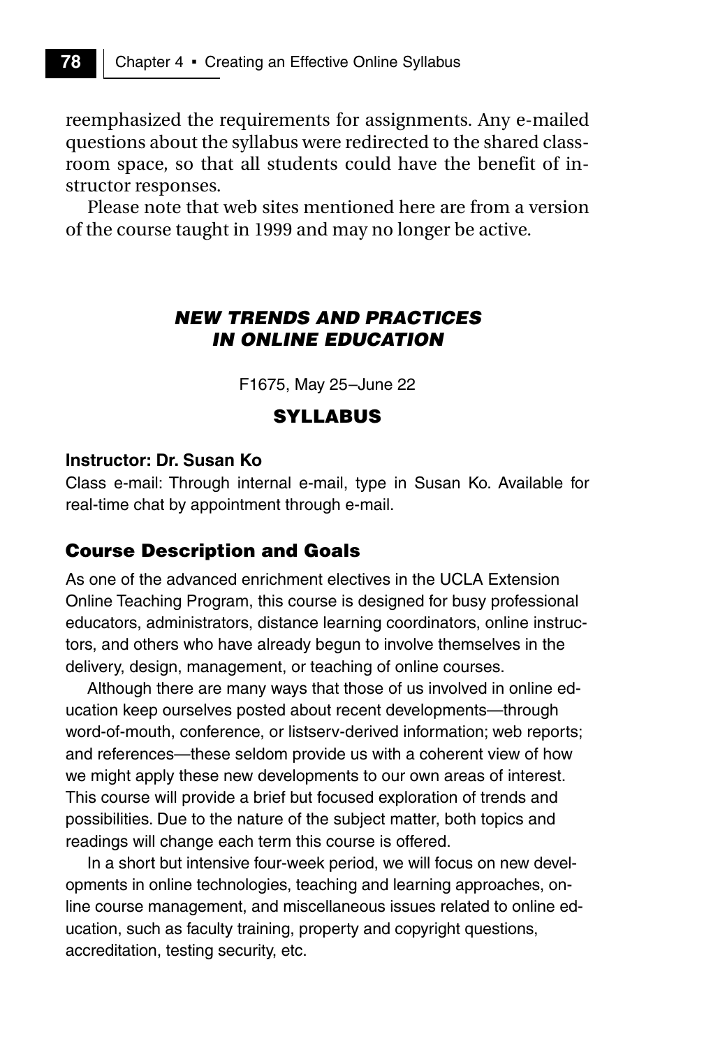reemphasized the requirements for assignments. Any e-mailed questions about the syllabus were redirected to the shared classroom space, so that all students could have the benefit of instructor responses.

Please note that web sites mentioned here are from a version of the course taught in 1999 and may no longer be active.

## *NEW TRENDS AND PRACTICES IN ONLINE EDUCATION*

F1675, May 25–June 22

## SYLLABUS

**Instructor: Dr. Susan Ko**

Class e-mail: Through internal e-mail, type in Susan Ko. Available for real-time chat by appointment through e-mail.

### Course Description and Goals

As one of the advanced enrichment electives in the UCLA Extension Online Teaching Program, this course is designed for busy professional educators, administrators, distance learning coordinators, online instructors, and others who have already begun to involve themselves in the delivery, design, management, or teaching of online courses.

Although there are many ways that those of us involved in online education keep ourselves posted about recent developments—through word-of-mouth, conference, or listserv-derived information; web reports; and references—these seldom provide us with a coherent view of how we might apply these new developments to our own areas of interest. This course will provide a brief but focused exploration of trends and possibilities. Due to the nature of the subject matter, both topics and readings will change each term this course is offered.

In a short but intensive four-week period, we will focus on new developments in online technologies, teaching and learning approaches, online course management, and miscellaneous issues related to online education, such as faculty training, property and copyright questions, accreditation, testing security, etc.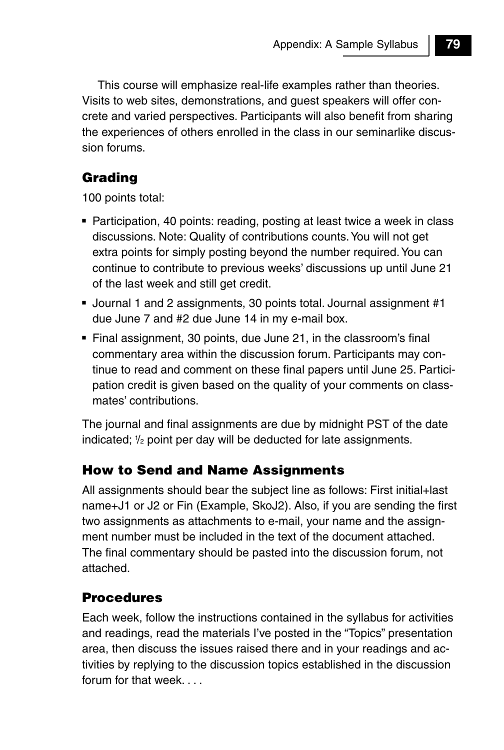This course will emphasize real-life examples rather than theories. Visits to web sites, demonstrations, and guest speakers will offer concrete and varied perspectives. Participants will also benefit from sharing the experiences of others enrolled in the class in our seminarlike discussion forums.

### Grading

100 points total:

- Participation, 40 points: reading, posting at least twice a week in class discussions. Note: Quality of contributions counts. You will not get extra points for simply posting beyond the number required. You can continue to contribute to previous weeks' discussions up until June 21 of the last week and still get credit.
- Journal 1 and 2 assignments, 30 points total. Journal assignment #1 due June 7 and #2 due June 14 in my e-mail box.
- Final assignment, 30 points, due June 21, in the classroom's final commentary area within the discussion forum. Participants may continue to read and comment on these final papers until June 25. Participation credit is given based on the quality of your comments on classmates' contributions.

The journal and final assignments are due by midnight PST of the date indicated; ½ point per day will be deducted for late assignments.

### How to Send and Name Assignments

All assignments should bear the subject line as follows: First initial+last name+J1 or J2 or Fin (Example, SkoJ2). Also, if you are sending the first two assignments as attachments to e-mail, your name and the assignment number must be included in the text of the document attached. The final commentary should be pasted into the discussion forum, not attached.

### Procedures

Each week, follow the instructions contained in the syllabus for activities and readings, read the materials I've posted in the "Topics" presentation area, then discuss the issues raised there and in your readings and activities by replying to the discussion topics established in the discussion forum for that week. . . .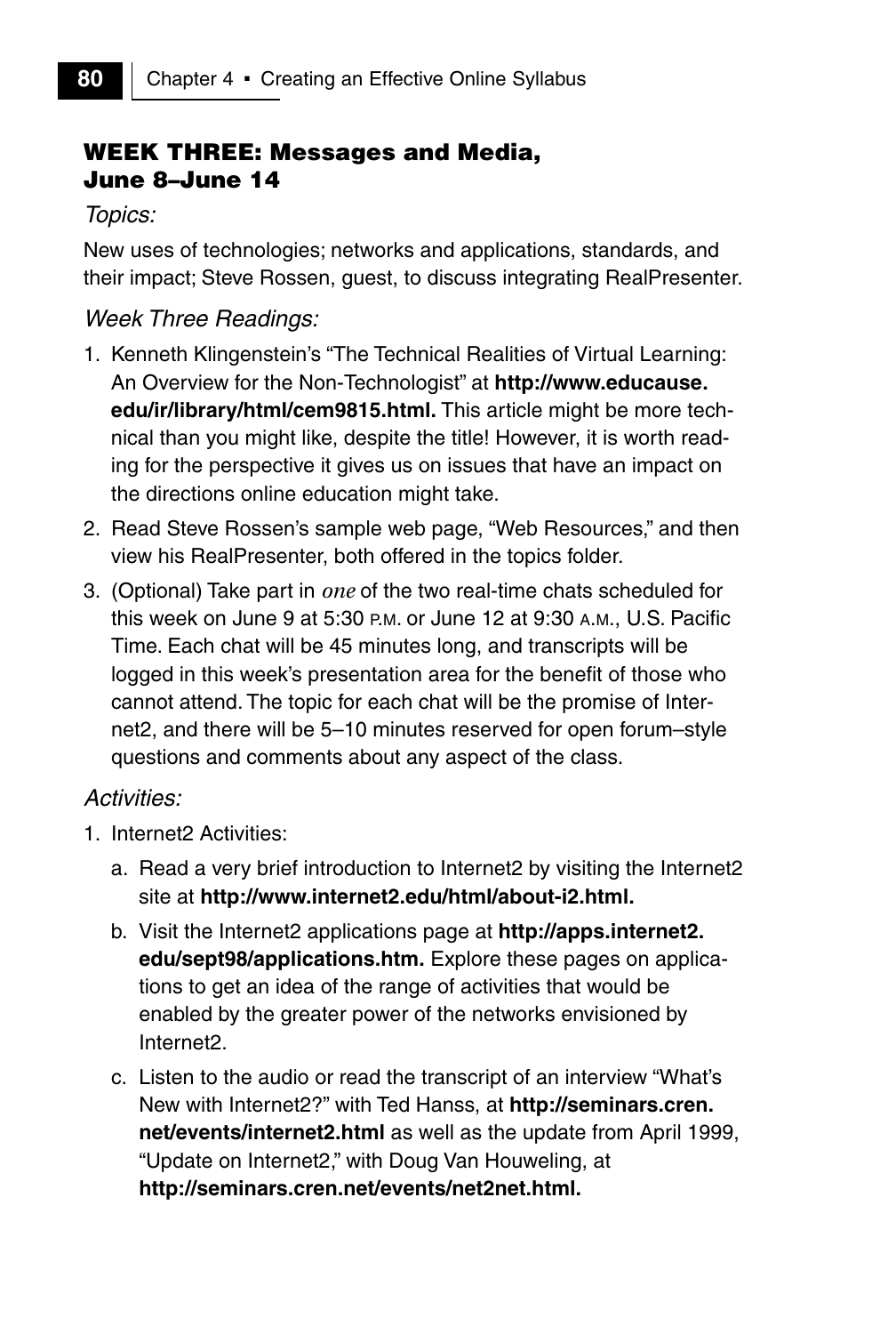## WEEK THREE: Messages and Media, June 8–June 14

*Topics:*

New uses of technologies; networks and applications, standards, and their impact; Steve Rossen, guest, to discuss integrating RealPresenter.

*Week Three Readings:*

1. Kenneth Klingenstein's "The Technical Realities of Virtual Learning: An Overview for the Non-Technologist" at **http://www.educause.edu/ir/library/html/cem9815.html.** This article might be more technical than you might like, despite the title! However, it is worth reading for the perspective it gives us on issues that have an impact on the directions online education might take.
2. Read Steve Rossen's sample web page, "Web Resources," and then view his RealPresenter, both offered in the topics folder.
3. (Optional) Take part in *one* of the two real-time chats scheduled for this week on June 9 at 5:30 P.M. or June 12 at 9:30 A.M., U.S. Pacific Time. Each chat will be 45 minutes long, and transcripts will be logged in this week's presentation area for the benefit of those who cannot attend. The topic for each chat will be the promise of Internet2, and there will be 5–10 minutes reserved for open forum–style questions and comments about any aspect of the class.

*Activities:*

1. Internet2 Activities:
   a. Read a very brief introduction to Internet2 by visiting the Internet2 site at **http://www.internet2.edu/html/about-i2.html.**
   b. Visit the Internet2 applications page at **http://apps.internet2.edu/sept98/applications.htm.** Explore these pages on applications to get an idea of the range of activities that would be enabled by the greater power of the networks envisioned by Internet2.
   c. Listen to the audio or read the transcript of an interview "What's New with Internet2?" with Ted Hanss, at **http://seminars.cren.net/events/internet2.html** as well as the update from April 1999, "Update on Internet2," with Doug Van Houweling, at **http://seminars.cren.net/events/net2net.html.**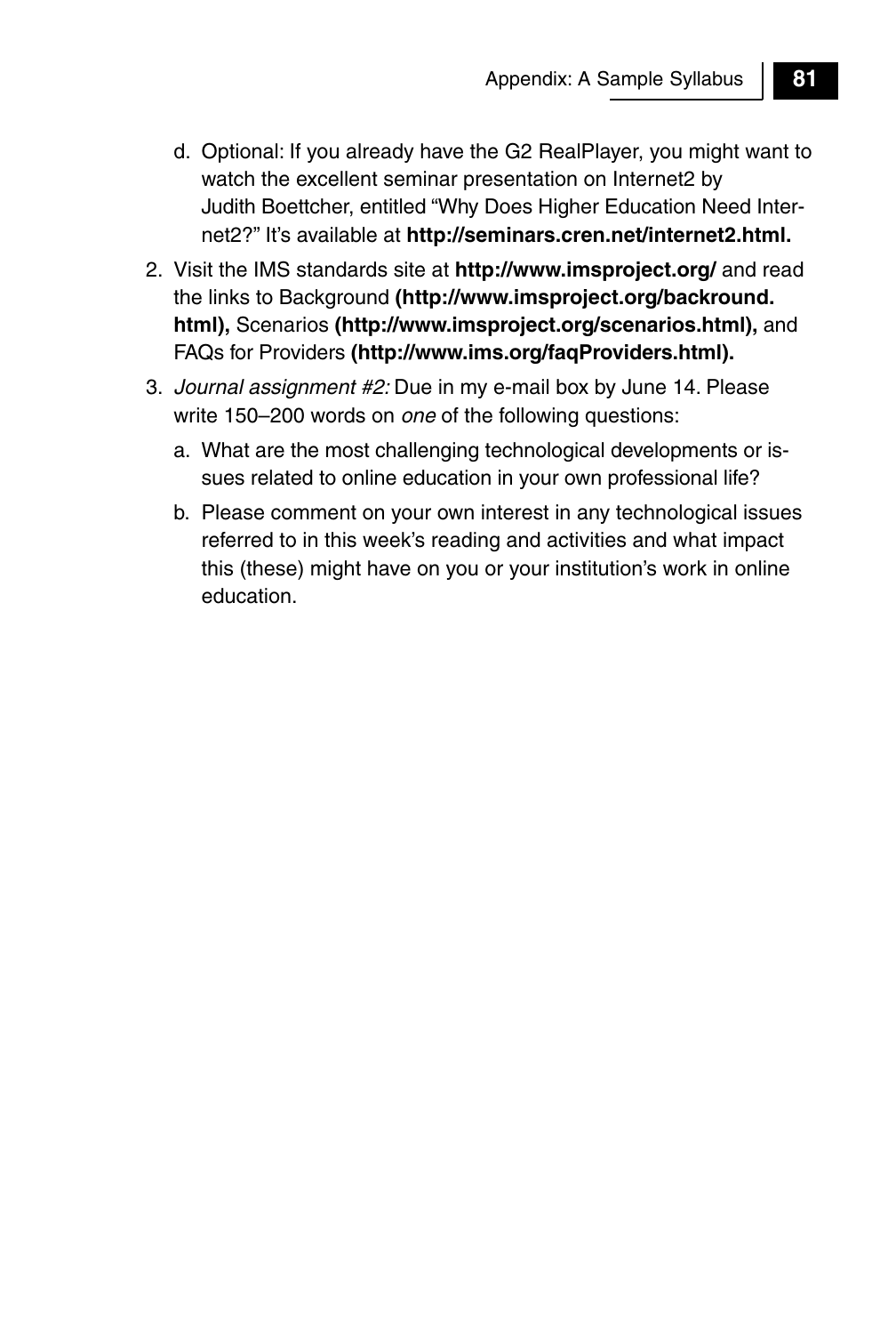d. Optional: If you already have the G2 RealPlayer, you might want to watch the excellent seminar presentation on Internet2 by Judith Boettcher, entitled "Why Does Higher Education Need Internet2?" It's available at **http://seminars.cren.net/internet2.html.**

2. Visit the IMS standards site at **http://www.imsproject.org/** and read the links to Background **(http://www.imsproject.org/backround.html),** Scenarios **(http://www.imsproject.org/scenarios.html),** and FAQs for Providers **(http://www.ims.org/faqProviders.html).**

3. *Journal assignment #2:* Due in my e-mail box by June 14. Please write 150–200 words on *one* of the following questions:

   a. What are the most challenging technological developments or issues related to online education in your own professional life?

   b. Please comment on your own interest in any technological issues referred to in this week's reading and activities and what impact this (these) might have on you or your institution's work in online education.